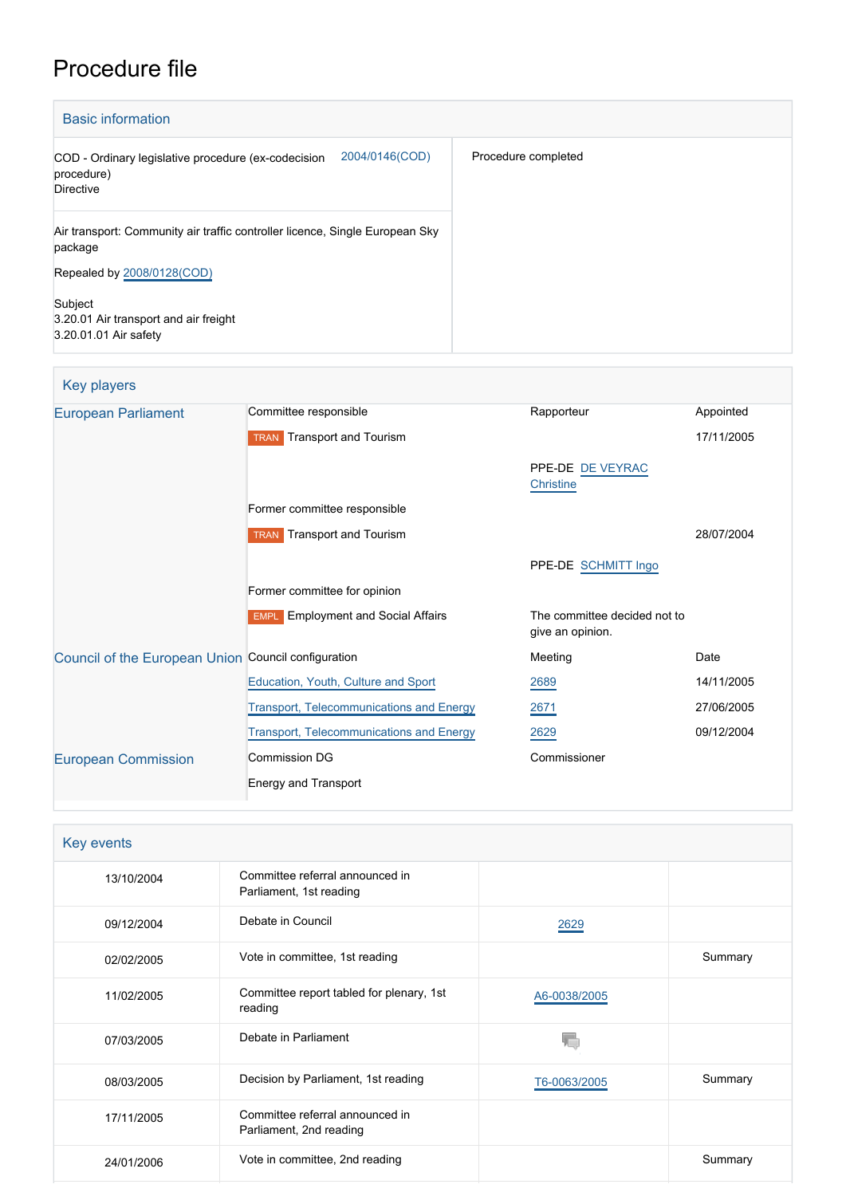# Procedure file

## Basic information

| | |
|---|---|
| COD - Ordinary legislative procedure (ex-codecision procedure)<br>Directive 2004/0146(COD) | Procedure completed |
| Air transport: Community air traffic controller licence, Single European Sky package<br><br>Repealed by 2008/0128(COD)<br><br>Subject<br>3.20.01 Air transport and air freight<br>3.20.01.01 Air safety | |

## Key players

| | | | |
|---|---|---|---|
| European Parliament | Committee responsible | Rapporteur | Appointed |
| | TRAN Transport and Tourism | | 17/11/2005 |
| | | PPE-DE DE VEYRAC Christine | |
| | Former committee responsible | | |
| | TRAN Transport and Tourism | | 28/07/2004 |
| | | PPE-DE SCHMITT Ingo | |
| | Former committee for opinion | | |
| | EMPL Employment and Social Affairs | The committee decided not to give an opinion. | |
| Council of the European Union | Council configuration | Meeting | Date |
| | Education, Youth, Culture and Sport | 2689 | 14/11/2005 |
| | Transport, Telecommunications and Energy | 2671 | 27/06/2005 |
| | Transport, Telecommunications and Energy | 2629 | 09/12/2004 |
| European Commission | Commission DG | Commissioner | |
| | Energy and Transport | | |

## Key events

| | | | |
|---|---|---|---|
| 13/10/2004 | Committee referral announced in Parliament, 1st reading | | |
| 09/12/2004 | Debate in Council | 2629 | |
| 02/02/2005 | Vote in committee, 1st reading | | Summary |
| 11/02/2005 | Committee report tabled for plenary, 1st reading | A6-0038/2005 | |
| 07/03/2005 | Debate in Parliament | | |
| 08/03/2005 | Decision by Parliament, 1st reading | T6-0063/2005 | Summary |
| 17/11/2005 | Committee referral announced in Parliament, 2nd reading | | |
| 24/01/2006 | Vote in committee, 2nd reading | | Summary |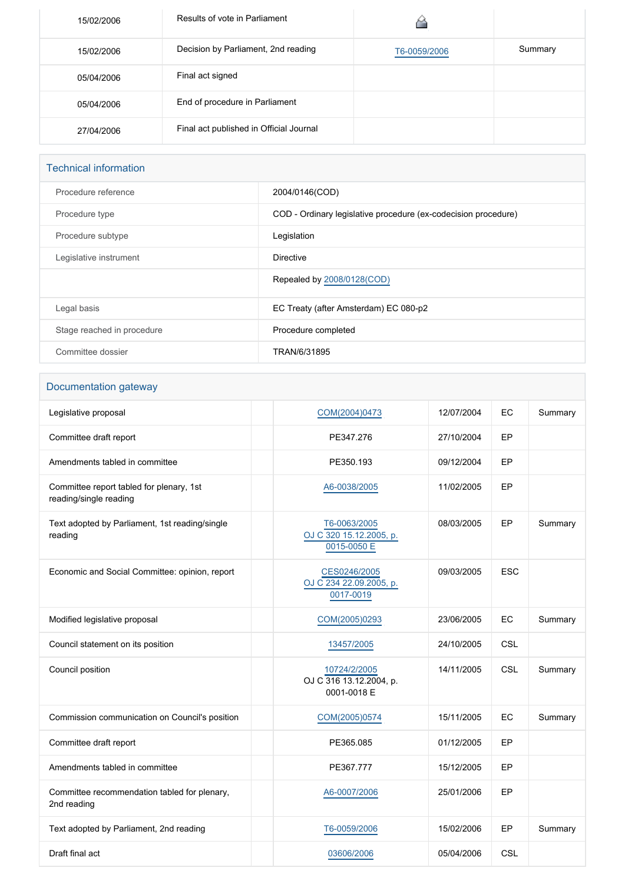| | | | |
|---|---|---|---|
| 15/02/2006 | Results of vote in Parliament | | |
| 15/02/2006 | Decision by Parliament, 2nd reading | T6-0059/2006 | Summary |
| 05/04/2006 | Final act signed | | |
| 05/04/2006 | End of procedure in Parliament | | |
| 27/04/2006 | Final act published in Official Journal | | |

## Technical information

| | |
|---|---|
| Procedure reference | 2004/0146(COD) |
| Procedure type | COD - Ordinary legislative procedure (ex-codecision procedure) |
| Procedure subtype | Legislation |
| Legislative instrument | Directive |
| | Repealed by 2008/0128(COD) |
| Legal basis | EC Treaty (after Amsterdam) EC 080-p2 |
| Stage reached in procedure | Procedure completed |
| Committee dossier | TRAN/6/31895 |

## Documentation gateway

| | | | | | |
|---|---|---|---|---|---|
| Legislative proposal | | COM(2004)0473 | 12/07/2004 | EC | Summary |
| Committee draft report | | PE347.276 | 27/10/2004 | EP | |
| Amendments tabled in committee | | PE350.193 | 09/12/2004 | EP | |
| Committee report tabled for plenary, 1st reading/single reading | | A6-0038/2005 | 11/02/2005 | EP | |
| Text adopted by Parliament, 1st reading/single reading | | T6-0063/2005 OJ C 320 15.12.2005, p. 0015-0050 E | 08/03/2005 | EP | Summary |
| Economic and Social Committee: opinion, report | | CES0246/2005 OJ C 234 22.09.2005, p. 0017-0019 | 09/03/2005 | ESC | |
| Modified legislative proposal | | COM(2005)0293 | 23/06/2005 | EC | Summary |
| Council statement on its position | | 13457/2005 | 24/10/2005 | CSL | |
| Council position | | 10724/2/2005 OJ C 316 13.12.2004, p. 0001-0018 E | 14/11/2005 | CSL | Summary |
| Commission communication on Council's position | | COM(2005)0574 | 15/11/2005 | EC | Summary |
| Committee draft report | | PE365.085 | 01/12/2005 | EP | |
| Amendments tabled in committee | | PE367.777 | 15/12/2005 | EP | |
| Committee recommendation tabled for plenary, 2nd reading | | A6-0007/2006 | 25/01/2006 | EP | |
| Text adopted by Parliament, 2nd reading | | T6-0059/2006 | 15/02/2006 | EP | Summary |
| Draft final act | | 03606/2006 | 05/04/2006 | CSL | |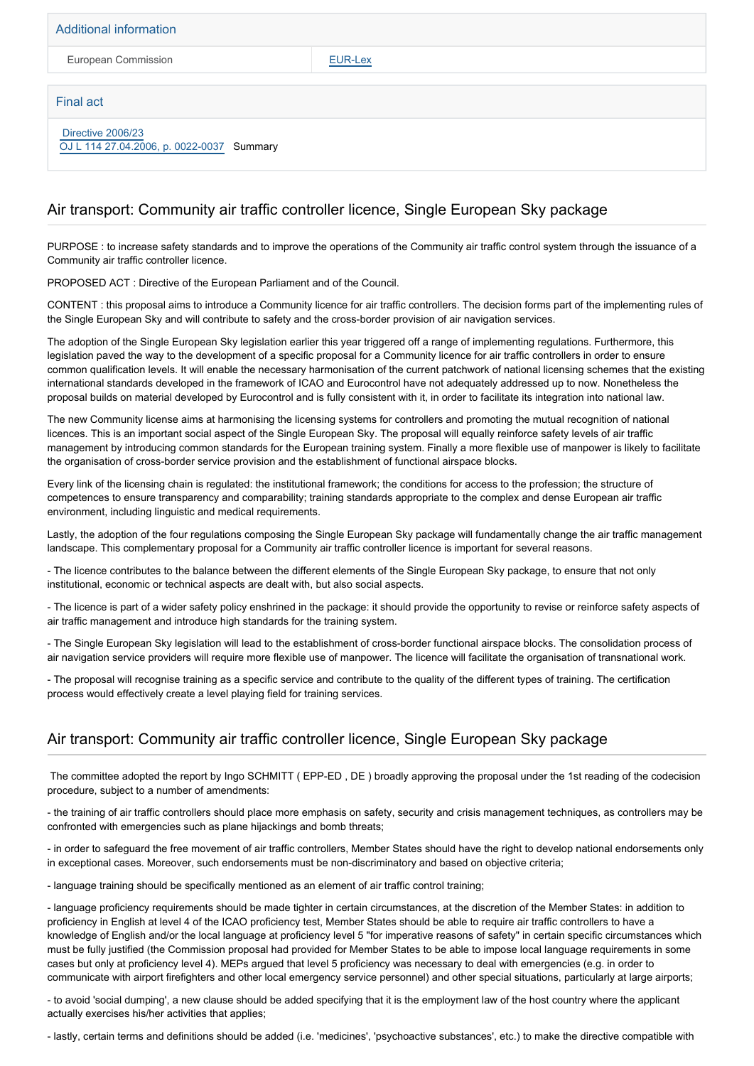## Additional information

| European Commission | EUR-Lex |
| --- | --- |

## Final act

Directive 2006/23
OJ L 114 27.04.2006, p. 0022-0037 Summary

## Air transport: Community air traffic controller licence, Single European Sky package

PURPOSE : to increase safety standards and to improve the operations of the Community air traffic control system through the issuance of a Community air traffic controller licence.

PROPOSED ACT : Directive of the European Parliament and of the Council.

CONTENT : this proposal aims to introduce a Community licence for air traffic controllers. The decision forms part of the implementing rules of the Single European Sky and will contribute to safety and the cross-border provision of air navigation services.

The adoption of the Single European Sky legislation earlier this year triggered off a range of implementing regulations. Furthermore, this legislation paved the way to the development of a specific proposal for a Community licence for air traffic controllers in order to ensure common qualification levels. It will enable the necessary harmonisation of the current patchwork of national licensing schemes that the existing international standards developed in the framework of ICAO and Eurocontrol have not adequately addressed up to now. Nonetheless the proposal builds on material developed by Eurocontrol and is fully consistent with it, in order to facilitate its integration into national law.

The new Community license aims at harmonising the licensing systems for controllers and promoting the mutual recognition of national licences. This is an important social aspect of the Single European Sky. The proposal will equally reinforce safety levels of air traffic management by introducing common standards for the European training system. Finally a more flexible use of manpower is likely to facilitate the organisation of cross-border service provision and the establishment of functional airspace blocks.

Every link of the licensing chain is regulated: the institutional framework; the conditions for access to the profession; the structure of competences to ensure transparency and comparability; training standards appropriate to the complex and dense European air traffic environment, including linguistic and medical requirements.

Lastly, the adoption of the four regulations composing the Single European Sky package will fundamentally change the air traffic management landscape. This complementary proposal for a Community air traffic controller licence is important for several reasons.

- The licence contributes to the balance between the different elements of the Single European Sky package, to ensure that not only institutional, economic or technical aspects are dealt with, but also social aspects.

- The licence is part of a wider safety policy enshrined in the package: it should provide the opportunity to revise or reinforce safety aspects of air traffic management and introduce high standards for the training system.

- The Single European Sky legislation will lead to the establishment of cross-border functional airspace blocks. The consolidation process of air navigation service providers will require more flexible use of manpower. The licence will facilitate the organisation of transnational work.

- The proposal will recognise training as a specific service and contribute to the quality of the different types of training. The certification process would effectively create a level playing field for training services.

## Air transport: Community air traffic controller licence, Single European Sky package

The committee adopted the report by Ingo SCHMITT ( EPP-ED , DE ) broadly approving the proposal under the 1st reading of the codecision procedure, subject to a number of amendments:

- the training of air traffic controllers should place more emphasis on safety, security and crisis management techniques, as controllers may be confronted with emergencies such as plane hijackings and bomb threats;

- in order to safeguard the free movement of air traffic controllers, Member States should have the right to develop national endorsements only in exceptional cases. Moreover, such endorsements must be non-discriminatory and based on objective criteria;

- language training should be specifically mentioned as an element of air traffic control training;

- language proficiency requirements should be made tighter in certain circumstances, at the discretion of the Member States: in addition to proficiency in English at level 4 of the ICAO proficiency test, Member States should be able to require air traffic controllers to have a knowledge of English and/or the local language at proficiency level 5 "for imperative reasons of safety" in certain specific circumstances which must be fully justified (the Commission proposal had provided for Member States to be able to impose local language requirements in some cases but only at proficiency level 4). MEPs argued that level 5 proficiency was necessary to deal with emergencies (e.g. in order to communicate with airport firefighters and other local emergency service personnel) and other special situations, particularly at large airports;

- to avoid 'social dumping', a new clause should be added specifying that it is the employment law of the host country where the applicant actually exercises his/her activities that applies;

- lastly, certain terms and definitions should be added (i.e. 'medicines', 'psychoactive substances', etc.) to make the directive compatible with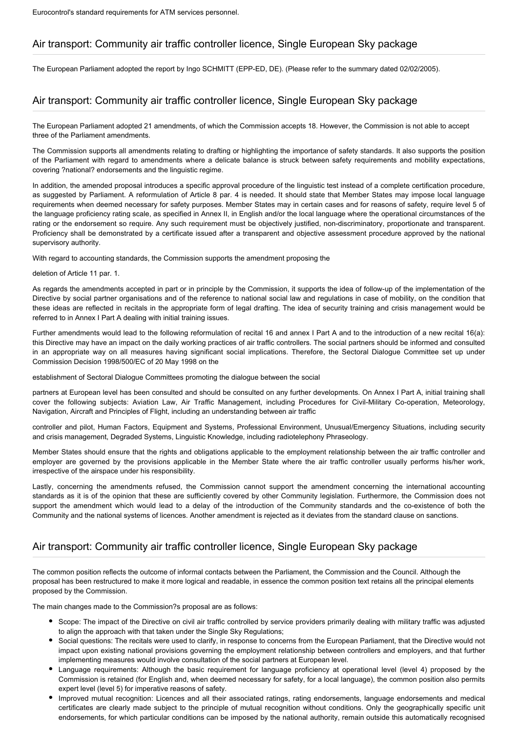Eurocontrol's standard requirements for ATM services personnel.

## Air transport: Community air traffic controller licence, Single European Sky package

The European Parliament adopted the report by Ingo SCHMITT (EPP-ED, DE). (Please refer to the summary dated 02/02/2005).

## Air transport: Community air traffic controller licence, Single European Sky package

The European Parliament adopted 21 amendments, of which the Commission accepts 18. However, the Commission is not able to accept three of the Parliament amendments.

The Commission supports all amendments relating to drafting or highlighting the importance of safety standards. It also supports the position of the Parliament with regard to amendments where a delicate balance is struck between safety requirements and mobility expectations, covering ?national? endorsements and the linguistic regime.

In addition, the amended proposal introduces a specific approval procedure of the linguistic test instead of a complete certification procedure, as suggested by Parliament. A reformulation of Article 8 par. 4 is needed. It should state that Member States may impose local language requirements when deemed necessary for safety purposes. Member States may in certain cases and for reasons of safety, require level 5 of the language proficiency rating scale, as specified in Annex II, in English and/or the local language where the operational circumstances of the rating or the endorsement so require. Any such requirement must be objectively justified, non-discriminatory, proportionate and transparent. Proficiency shall be demonstrated by a certificate issued after a transparent and objective assessment procedure approved by the national supervisory authority.

With regard to accounting standards, the Commission supports the amendment proposing the

deletion of Article 11 par. 1.

As regards the amendments accepted in part or in principle by the Commission, it supports the idea of follow-up of the implementation of the Directive by social partner organisations and of the reference to national social law and regulations in case of mobility, on the condition that these ideas are reflected in recitals in the appropriate form of legal drafting. The idea of security training and crisis management would be referred to in Annex I Part A dealing with initial training issues.

Further amendments would lead to the following reformulation of recital 16 and annex I Part A and to the introduction of a new recital 16(a): this Directive may have an impact on the daily working practices of air traffic controllers. The social partners should be informed and consulted in an appropriate way on all measures having significant social implications. Therefore, the Sectoral Dialogue Committee set up under Commission Decision 1998/500/EC of 20 May 1998 on the

establishment of Sectoral Dialogue Committees promoting the dialogue between the social

partners at European level has been consulted and should be consulted on any further developments. On Annex I Part A, initial training shall cover the following subjects: Aviation Law, Air Traffic Management, including Procedures for Civil-Military Co-operation, Meteorology, Navigation, Aircraft and Principles of Flight, including an understanding between air traffic

controller and pilot, Human Factors, Equipment and Systems, Professional Environment, Unusual/Emergency Situations, including security and crisis management, Degraded Systems, Linguistic Knowledge, including radiotelephony Phraseology.

Member States should ensure that the rights and obligations applicable to the employment relationship between the air traffic controller and employer are governed by the provisions applicable in the Member State where the air traffic controller usually performs his/her work, irrespective of the airspace under his responsibility.

Lastly, concerning the amendments refused, the Commission cannot support the amendment concerning the international accounting standards as it is of the opinion that these are sufficiently covered by other Community legislation. Furthermore, the Commission does not support the amendment which would lead to a delay of the introduction of the Community standards and the co-existence of both the Community and the national systems of licences. Another amendment is rejected as it deviates from the standard clause on sanctions.

## Air transport: Community air traffic controller licence, Single European Sky package

The common position reflects the outcome of informal contacts between the Parliament, the Commission and the Council. Although the proposal has been restructured to make it more logical and readable, in essence the common position text retains all the principal elements proposed by the Commission.

The main changes made to the Commission?s proposal are as follows:

- Scope: The impact of the Directive on civil air traffic controlled by service providers primarily dealing with military traffic was adjusted to align the approach with that taken under the Single Sky Regulations;
- Social questions: The recitals were used to clarify, in response to concerns from the European Parliament, that the Directive would not impact upon existing national provisions governing the employment relationship between controllers and employers, and that further implementing measures would involve consultation of the social partners at European level.
- Language requirements: Although the basic requirement for language proficiency at operational level (level 4) proposed by the Commission is retained (for English and, when deemed necessary for safety, for a local language), the common position also permits expert level (level 5) for imperative reasons of safety.
- Improved mutual recognition: Licences and all their associated ratings, rating endorsements, language endorsements and medical certificates are clearly made subject to the principle of mutual recognition without conditions. Only the geographically specific unit endorsements, for which particular conditions can be imposed by the national authority, remain outside this automatically recognised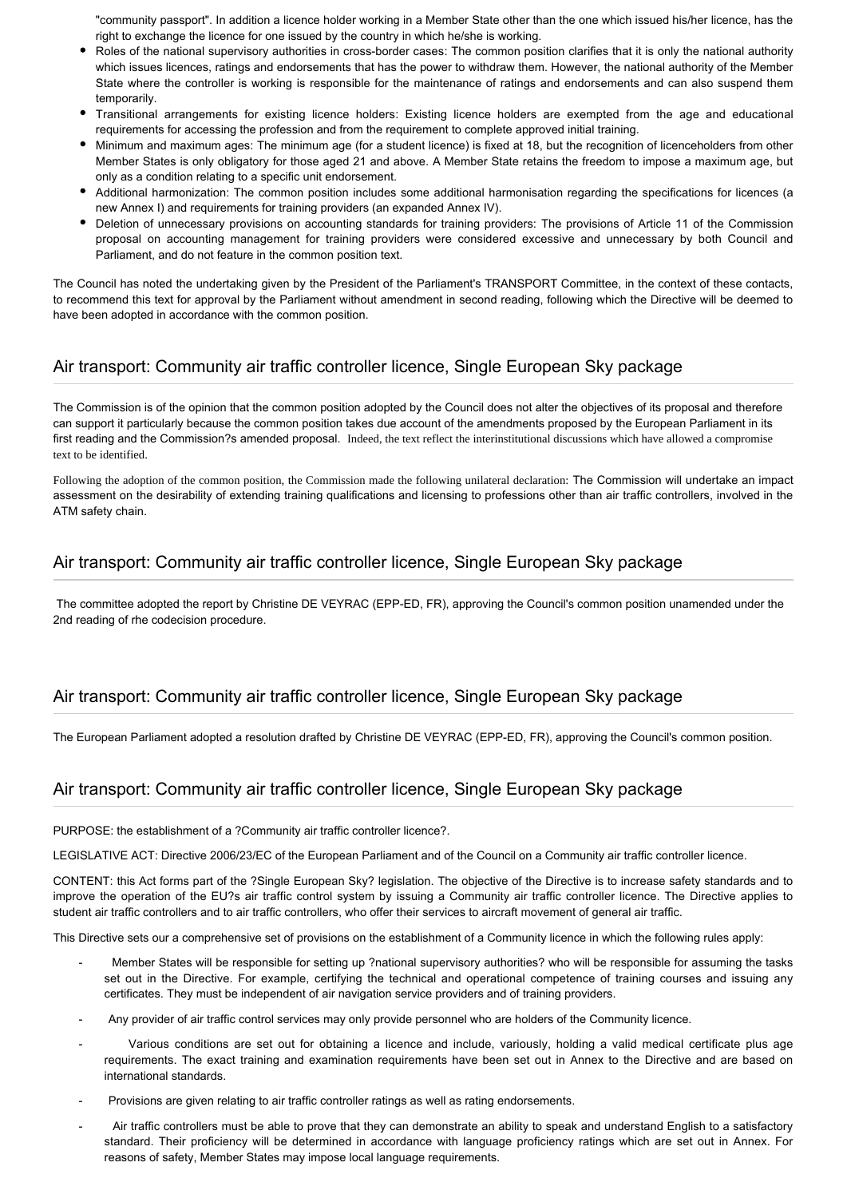"community passport". In addition a licence holder working in a Member State other than the one which issued his/her licence, has the right to exchange the licence for one issued by the country in which he/she is working.

- Roles of the national supervisory authorities in cross-border cases: The common position clarifies that it is only the national authority which issues licences, ratings and endorsements that has the power to withdraw them. However, the national authority of the Member State where the controller is working is responsible for the maintenance of ratings and endorsements and can also suspend them temporarily.
- Transitional arrangements for existing licence holders: Existing licence holders are exempted from the age and educational requirements for accessing the profession and from the requirement to complete approved initial training.
- Minimum and maximum ages: The minimum age (for a student licence) is fixed at 18, but the recognition of licenceholders from other Member States is only obligatory for those aged 21 and above. A Member State retains the freedom to impose a maximum age, but only as a condition relating to a specific unit endorsement.
- Additional harmonization: The common position includes some additional harmonisation regarding the specifications for licences (a new Annex I) and requirements for training providers (an expanded Annex IV).
- Deletion of unnecessary provisions on accounting standards for training providers: The provisions of Article 11 of the Commission proposal on accounting management for training providers were considered excessive and unnecessary by both Council and Parliament, and do not feature in the common position text.

The Council has noted the undertaking given by the President of the Parliament's TRANSPORT Committee, in the context of these contacts, to recommend this text for approval by the Parliament without amendment in second reading, following which the Directive will be deemed to have been adopted in accordance with the common position.

## Air transport: Community air traffic controller licence, Single European Sky package

The Commission is of the opinion that the common position adopted by the Council does not alter the objectives of its proposal and therefore can support it particularly because the common position takes due account of the amendments proposed by the European Parliament in its first reading and the Commission?s amended proposal. Indeed, the text reflect the interinstitutional discussions which have allowed a compromise text to be identified.

Following the adoption of the common position, the Commission made the following unilateral declaration: The Commission will undertake an impact assessment on the desirability of extending training qualifications and licensing to professions other than air traffic controllers, involved in the ATM safety chain.

## Air transport: Community air traffic controller licence, Single European Sky package

The committee adopted the report by Christine DE VEYRAC (EPP-ED, FR), approving the Council's common position unamended under the 2nd reading of rhe codecision procedure.

## Air transport: Community air traffic controller licence, Single European Sky package

The European Parliament adopted a resolution drafted by Christine DE VEYRAC (EPP-ED, FR), approving the Council's common position.

## Air transport: Community air traffic controller licence, Single European Sky package

PURPOSE: the establishment of a ?Community air traffic controller licence?.

LEGISLATIVE ACT: Directive 2006/23/EC of the European Parliament and of the Council on a Community air traffic controller licence.

CONTENT: this Act forms part of the ?Single European Sky? legislation. The objective of the Directive is to increase safety standards and to improve the operation of the EU?s air traffic control system by issuing a Community air traffic controller licence. The Directive applies to student air traffic controllers and to air traffic controllers, who offer their services to aircraft movement of general air traffic.

This Directive sets our a comprehensive set of provisions on the establishment of a Community licence in which the following rules apply:

- Member States will be responsible for setting up ?national supervisory authorities? who will be responsible for assuming the tasks set out in the Directive. For example, certifying the technical and operational competence of training courses and issuing any certificates. They must be independent of air navigation service providers and of training providers.
- Any provider of air traffic control services may only provide personnel who are holders of the Community licence.
- Various conditions are set out for obtaining a licence and include, variously, holding a valid medical certificate plus age requirements. The exact training and examination requirements have been set out in Annex to the Directive and are based on international standards.
- Provisions are given relating to air traffic controller ratings as well as rating endorsements.
- Air traffic controllers must be able to prove that they can demonstrate an ability to speak and understand English to a satisfactory standard. Their proficiency will be determined in accordance with language proficiency ratings which are set out in Annex. For reasons of safety, Member States may impose local language requirements.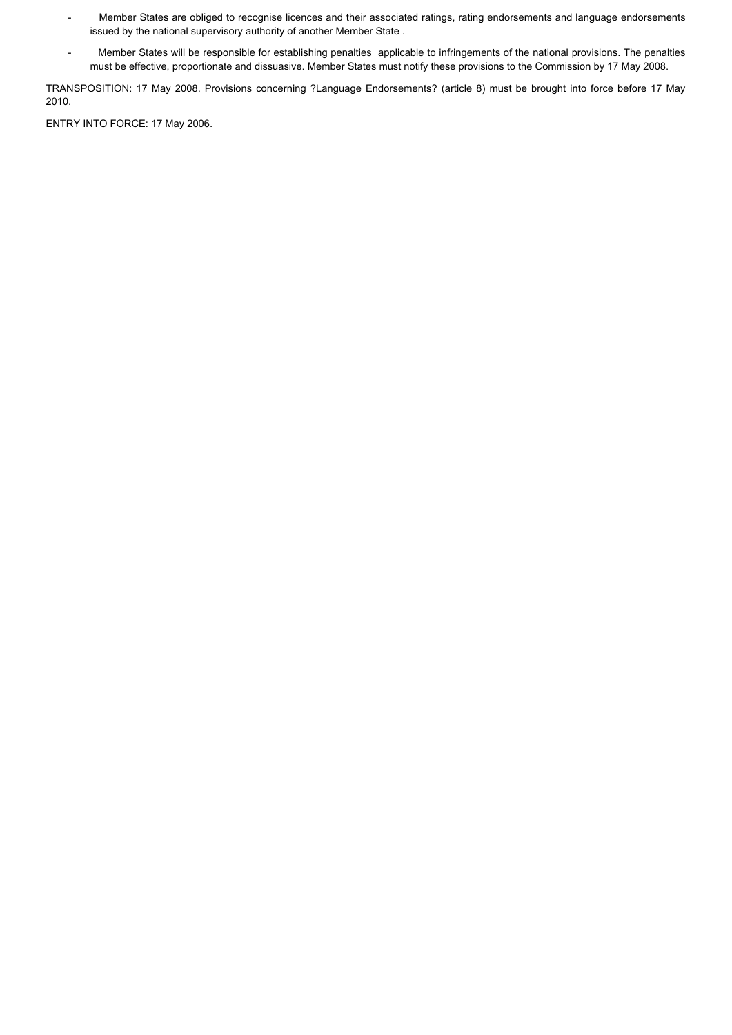- Member States are obliged to recognise licences and their associated ratings, rating endorsements and language endorsements issued by the national supervisory authority of another Member State .
- Member States will be responsible for establishing penalties applicable to infringements of the national provisions. The penalties must be effective, proportionate and dissuasive. Member States must notify these provisions to the Commission by 17 May 2008.

TRANSPOSITION: 17 May 2008. Provisions concerning ?Language Endorsements? (article 8) must be brought into force before 17 May 2010.

ENTRY INTO FORCE: 17 May 2006.